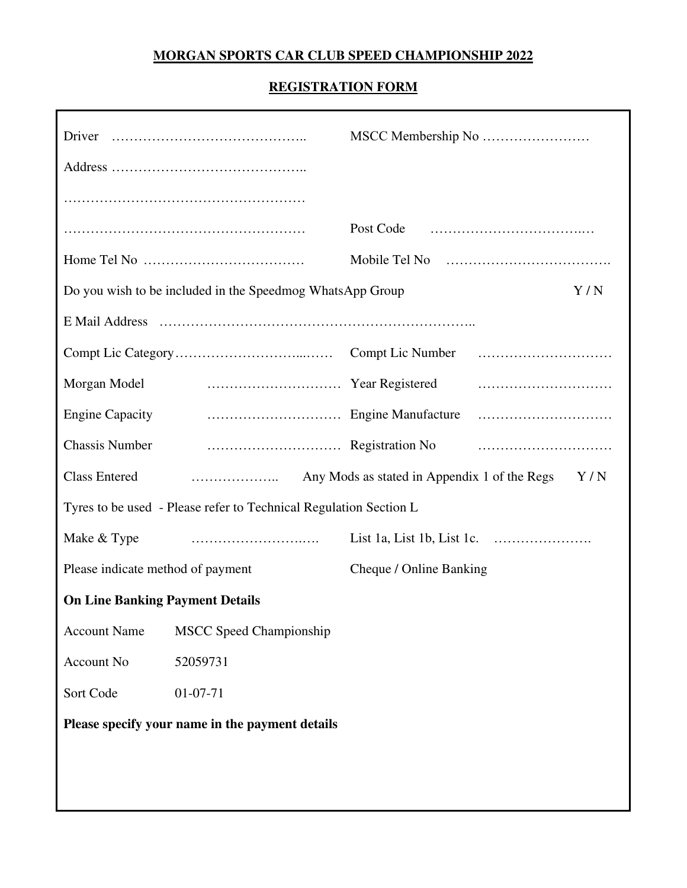# MORGAN SPORTS CAR CLUB SPEED CHAMPIONSHIP 2022

## REGISTRATION FORM

Driver …………………………………….. MSCC Membership No ……………………

Address ……………………………………..

……………………………………………….

………………………………………………. Post Code ……………………………..…

Home Tel No ……………………………… Mobile Tel No ……………………………….

Do you wish to be included in the Speedmog WhatsApp Group Y / N

E Mail Address …………………………………………………………..

Compt Lic Category…………………………...…… Compt Lic Number …………………………

Morgan Model ………………………… Year Registered …………………………

Engine Capacity ………………………… Engine Manufacture …………………………

Chassis Number ………………………… Registration No …………………………

Class Entered ……………….. Any Mods as stated in Appendix 1 of the Regs Y / N

Tyres to be used - Please refer to Technical Regulation Section L

Make & Type …………………….…. List 1a, List 1b, List 1c. ………………….

Please indicate method of payment Cheque / Online Banking

**On Line Banking Payment Details**

Account Name MSCC Speed Championship

Account No 52059731

Sort Code 01-07-71

**Please specify your name in the payment details**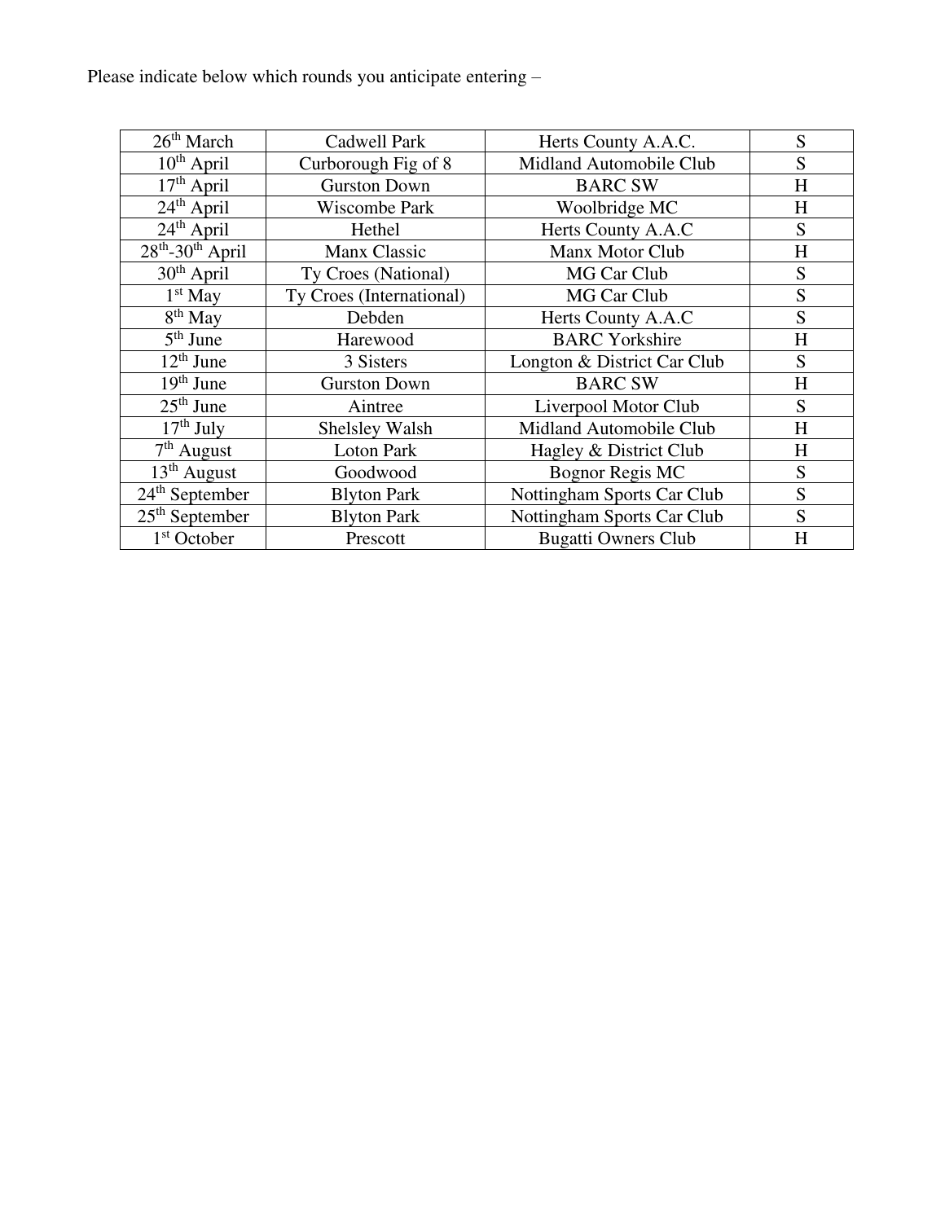Please indicate below which rounds you anticipate entering –

| | | | |
|---|---|---|---|
| 26th March | Cadwell Park | Herts County A.A.C. | S |
| 10th April | Curborough Fig of 8 | Midland Automobile Club | S |
| 17th April | Gurston Down | BARC SW | H |
| 24th April | Wiscombe Park | Woolbridge MC | H |
| 24th April | Hethel | Herts County A.A.C | S |
| 28th-30th April | Manx Classic | Manx Motor Club | H |
| 30th April | Ty Croes (National) | MG Car Club | S |
| 1st May | Ty Croes (International) | MG Car Club | S |
| 8th May | Debden | Herts County A.A.C | S |
| 5th June | Harewood | BARC Yorkshire | H |
| 12th June | 3 Sisters | Longton & District Car Club | S |
| 19th June | Gurston Down | BARC SW | H |
| 25th June | Aintree | Liverpool Motor Club | S |
| 17th July | Shelsley Walsh | Midland Automobile Club | H |
| 7th August | Loton Park | Hagley & District Club | H |
| 13th August | Goodwood | Bognor Regis MC | S |
| 24th September | Blyton Park | Nottingham Sports Car Club | S |
| 25th September | Blyton Park | Nottingham Sports Car Club | S |
| 1st October | Prescott | Bugatti Owners Club | H |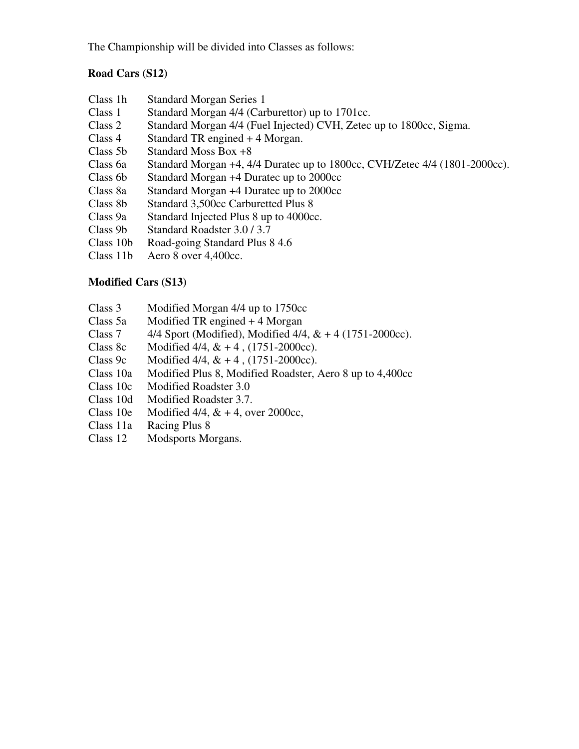The Championship will be divided into Classes as follows:

**Road Cars (S12)**

| | |
|---|---|
| Class 1h | Standard Morgan Series 1 |
| Class 1 | Standard Morgan 4/4 (Carburettor) up to 1701cc. |
| Class 2 | Standard Morgan 4/4 (Fuel Injected) CVH, Zetec up to 1800cc, Sigma. |
| Class 4 | Standard TR engined + 4 Morgan. |
| Class 5b | Standard Moss Box +8 |
| Class 6a | Standard Morgan +4, 4/4 Duratec up to 1800cc, CVH/Zetec 4/4 (1801-2000cc). |
| Class 6b | Standard Morgan +4 Duratec up to 2000cc |
| Class 8a | Standard Morgan +4 Duratec up to 2000cc |
| Class 8b | Standard 3,500cc Carburetted Plus 8 |
| Class 9a | Standard Injected Plus 8 up to 4000cc. |
| Class 9b | Standard Roadster 3.0 / 3.7 |
| Class 10b | Road-going Standard Plus 8 4.6 |
| Class 11b | Aero 8 over 4,400cc. |

**Modified Cars (S13)**

| | |
|---|---|
| Class 3 | Modified Morgan 4/4 up to 1750cc |
| Class 5a | Modified TR engined + 4 Morgan |
| Class 7 | 4/4 Sport (Modified), Modified 4/4, & + 4 (1751-2000cc). |
| Class 8c | Modified 4/4, & + 4 , (1751-2000cc). |
| Class 9c | Modified 4/4, & + 4 , (1751-2000cc). |
| Class 10a | Modified Plus 8, Modified Roadster, Aero 8 up to 4,400cc |
| Class 10c | Modified Roadster 3.0 |
| Class 10d | Modified Roadster 3.7. |
| Class 10e | Modified 4/4, & + 4, over 2000cc, |
| Class 11a | Racing Plus 8 |
| Class 12 | Modsports Morgans. |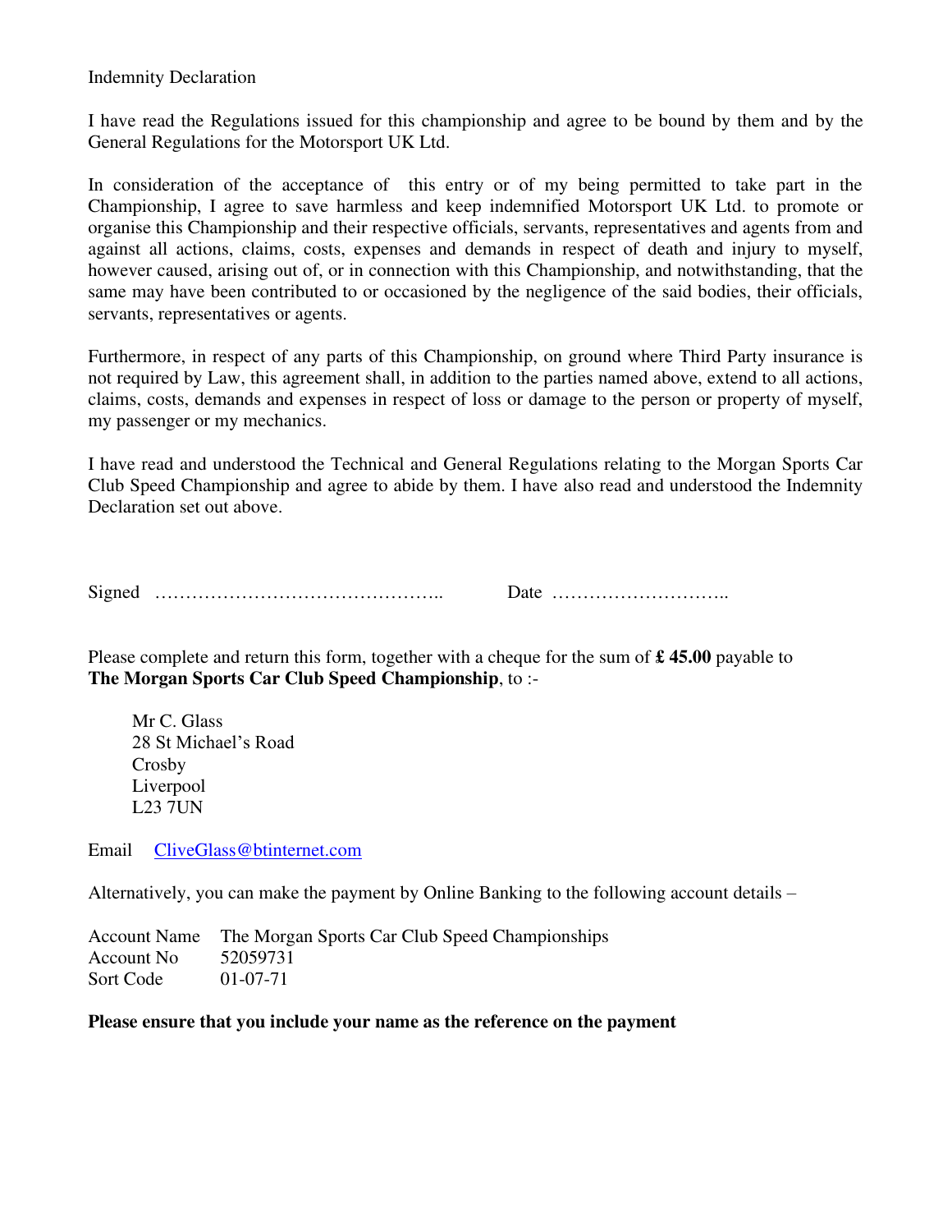Indemnity Declaration

I have read the Regulations issued for this championship and agree to be bound by them and by the General Regulations for the Motorsport UK Ltd.

In consideration of the acceptance of this entry or of my being permitted to take part in the Championship, I agree to save harmless and keep indemnified Motorsport UK Ltd. to promote or organise this Championship and their respective officials, servants, representatives and agents from and against all actions, claims, costs, expenses and demands in respect of death and injury to myself, however caused, arising out of, or in connection with this Championship, and notwithstanding, that the same may have been contributed to or occasioned by the negligence of the said bodies, their officials, servants, representatives or agents.

Furthermore, in respect of any parts of this Championship, on ground where Third Party insurance is not required by Law, this agreement shall, in addition to the parties named above, extend to all actions, claims, costs, demands and expenses in respect of loss or damage to the person or property of myself, my passenger or my mechanics.

I have read and understood the Technical and General Regulations relating to the Morgan Sports Car Club Speed Championship and agree to abide by them. I have also read and understood the Indemnity Declaration set out above.

Signed ……………………………………….. Date ………………………..

Please complete and return this form, together with a cheque for the sum of **£ 45.00** payable to **The Morgan Sports Car Club Speed Championship**, to :-

Mr C. Glass
28 St Michael's Road
Crosby
Liverpool
L23 7UN

Email CliveGlass@btinternet.com

Alternatively, you can make the payment by Online Banking to the following account details –

| | |
|---|---|
| Account Name | The Morgan Sports Car Club Speed Championships |
| Account No | 52059731 |
| Sort Code | 01-07-71 |

**Please ensure that you include your name as the reference on the payment**